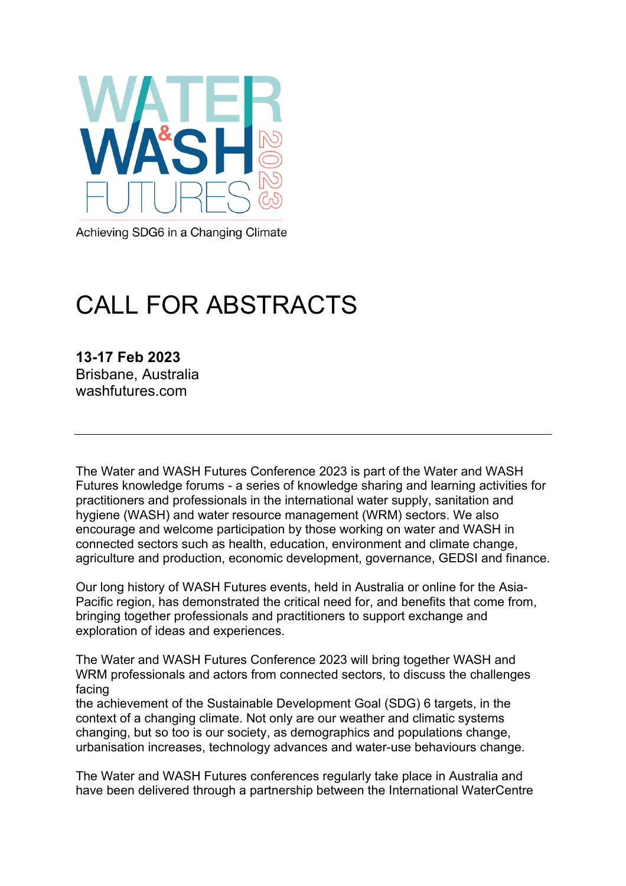# WATER & WASH FUTURES 2023

Achieving SDG6 in a Changing Climate

# CALL FOR ABSTRACTS

**13-17 Feb 2023**
Brisbane, Australia
washfutures.com

---

The Water and WASH Futures Conference 2023 is part of the Water and WASH Futures knowledge forums - a series of knowledge sharing and learning activities for practitioners and professionals in the international water supply, sanitation and hygiene (WASH) and water resource management (WRM) sectors. We also encourage and welcome participation by those working on water and WASH in connected sectors such as health, education, environment and climate change, agriculture and production, economic development, governance, GEDSI and finance.

Our long history of WASH Futures events, held in Australia or online for the Asia-Pacific region, has demonstrated the critical need for, and benefits that come from, bringing together professionals and practitioners to support exchange and exploration of ideas and experiences.

The Water and WASH Futures Conference 2023 will bring together WASH and WRM professionals and actors from connected sectors, to discuss the challenges facing the achievement of the Sustainable Development Goal (SDG) 6 targets, in the context of a changing climate. Not only are our weather and climatic systems changing, but so too is our society, as demographics and populations change, urbanisation increases, technology advances and water-use behaviours change.

The Water and WASH Futures conferences regularly take place in Australia and have been delivered through a partnership between the International WaterCentre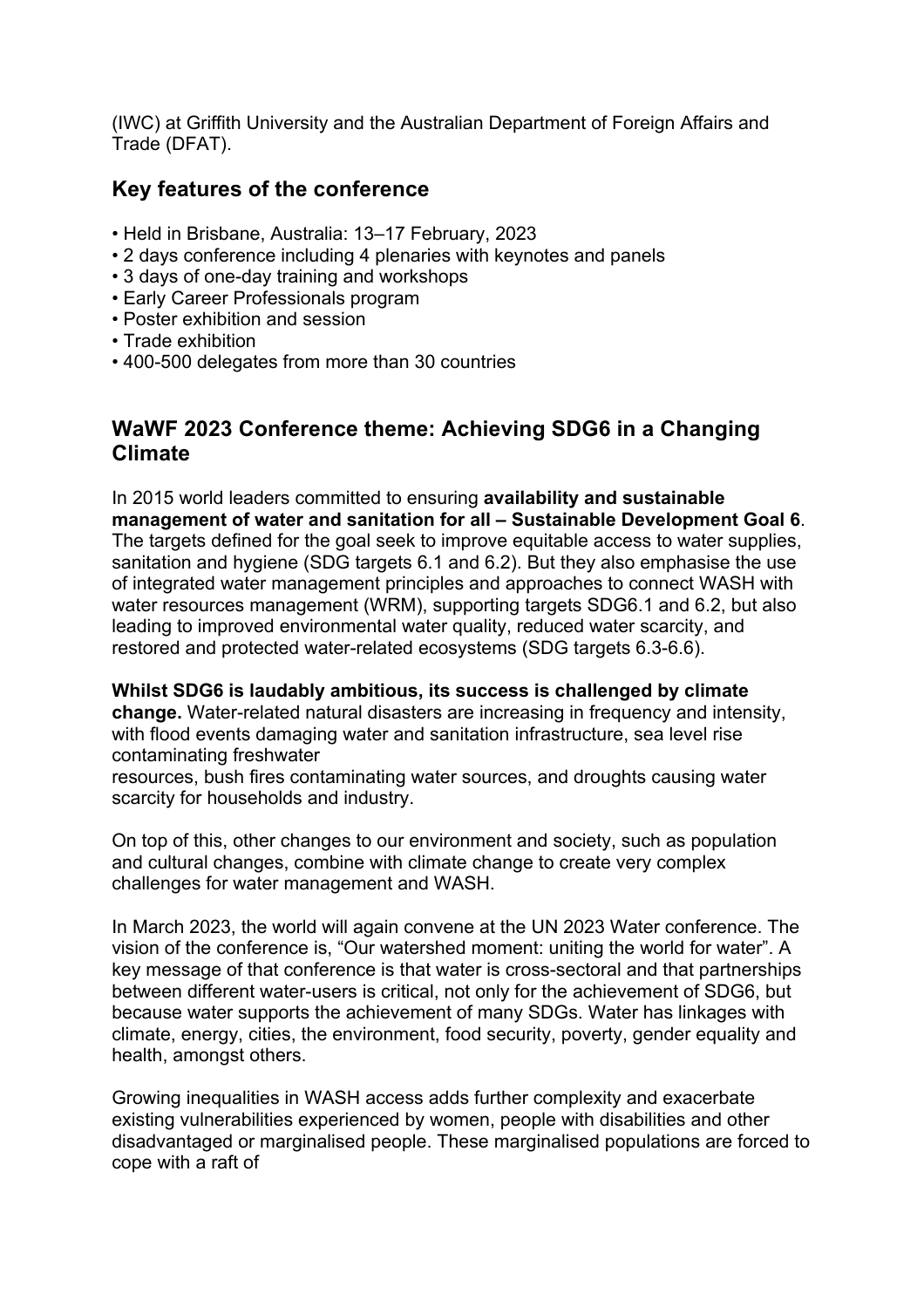(IWC) at Griffith University and the Australian Department of Foreign Affairs and Trade (DFAT).

## Key features of the conference

- Held in Brisbane, Australia: 13–17 February, 2023
- 2 days conference including 4 plenaries with keynotes and panels
- 3 days of one-day training and workshops
- Early Career Professionals program
- Poster exhibition and session
- Trade exhibition
- 400-500 delegates from more than 30 countries

## WaWF 2023 Conference theme: Achieving SDG6 in a Changing Climate

In 2015 world leaders committed to ensuring **availability and sustainable management of water and sanitation for all – Sustainable Development Goal 6**. The targets defined for the goal seek to improve equitable access to water supplies, sanitation and hygiene (SDG targets 6.1 and 6.2). But they also emphasise the use of integrated water management principles and approaches to connect WASH with water resources management (WRM), supporting targets SDG6.1 and 6.2, but also leading to improved environmental water quality, reduced water scarcity, and restored and protected water-related ecosystems (SDG targets 6.3-6.6).

**Whilst SDG6 is laudably ambitious, its success is challenged by climate change.** Water-related natural disasters are increasing in frequency and intensity, with flood events damaging water and sanitation infrastructure, sea level rise contaminating freshwater resources, bush fires contaminating water sources, and droughts causing water scarcity for households and industry.

On top of this, other changes to our environment and society, such as population and cultural changes, combine with climate change to create very complex challenges for water management and WASH.

In March 2023, the world will again convene at the UN 2023 Water conference. The vision of the conference is, "Our watershed moment: uniting the world for water". A key message of that conference is that water is cross-sectoral and that partnerships between different water-users is critical, not only for the achievement of SDG6, but because water supports the achievement of many SDGs. Water has linkages with climate, energy, cities, the environment, food security, poverty, gender equality and health, amongst others.

Growing inequalities in WASH access adds further complexity and exacerbate existing vulnerabilities experienced by women, people with disabilities and other disadvantaged or marginalised people. These marginalised populations are forced to cope with a raft of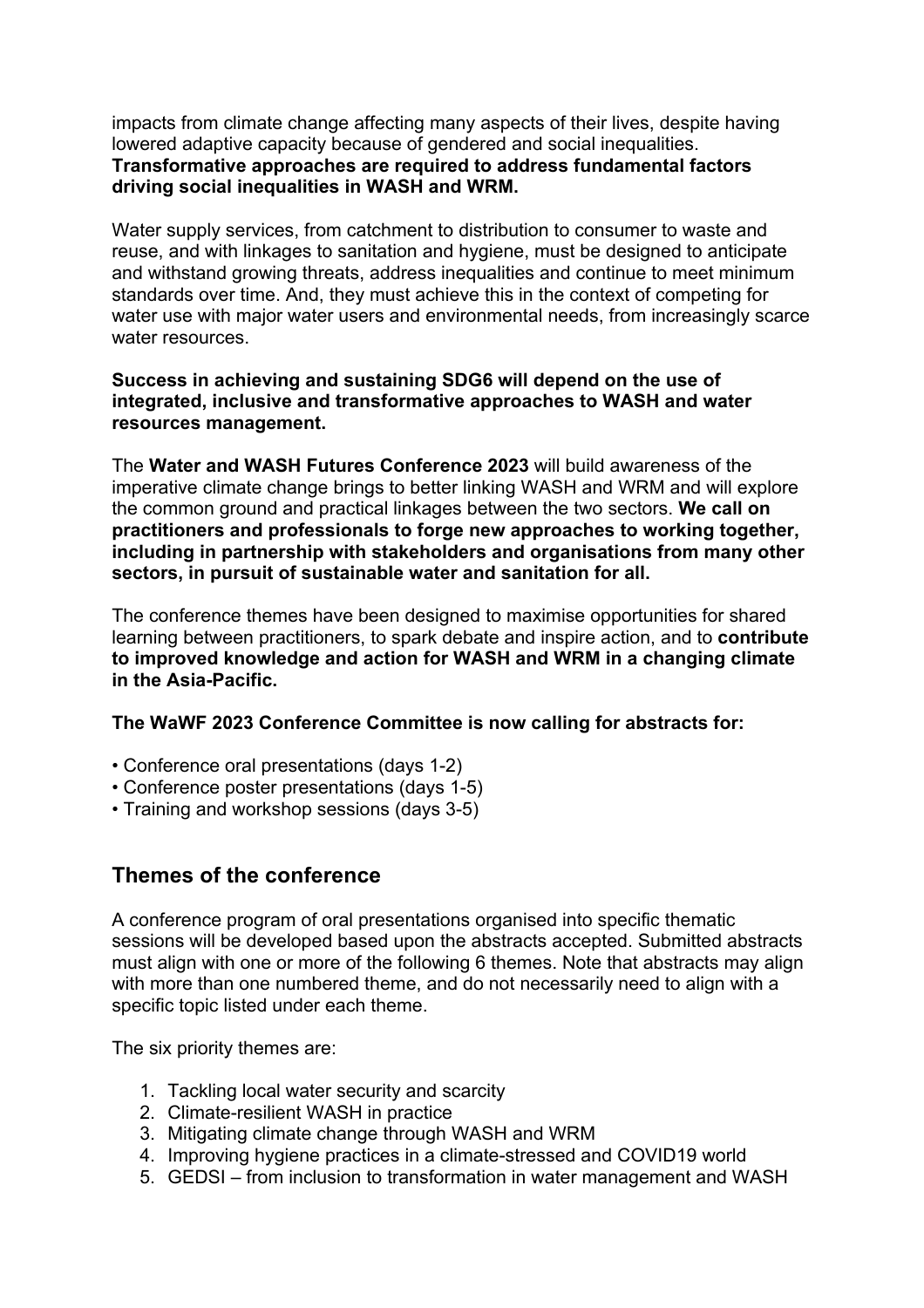impacts from climate change affecting many aspects of their lives, despite having lowered adaptive capacity because of gendered and social inequalities. **Transformative approaches are required to address fundamental factors driving social inequalities in WASH and WRM.**

Water supply services, from catchment to distribution to consumer to waste and reuse, and with linkages to sanitation and hygiene, must be designed to anticipate and withstand growing threats, address inequalities and continue to meet minimum standards over time. And, they must achieve this in the context of competing for water use with major water users and environmental needs, from increasingly scarce water resources.

**Success in achieving and sustaining SDG6 will depend on the use of integrated, inclusive and transformative approaches to WASH and water resources management.**

The **Water and WASH Futures Conference 2023** will build awareness of the imperative climate change brings to better linking WASH and WRM and will explore the common ground and practical linkages between the two sectors. **We call on practitioners and professionals to forge new approaches to working together, including in partnership with stakeholders and organisations from many other sectors, in pursuit of sustainable water and sanitation for all.**

The conference themes have been designed to maximise opportunities for shared learning between practitioners, to spark debate and inspire action, and to **contribute to improved knowledge and action for WASH and WRM in a changing climate in the Asia-Pacific.**

**The WaWF 2023 Conference Committee is now calling for abstracts for:**

- Conference oral presentations (days 1-2)
- Conference poster presentations (days 1-5)
- Training and workshop sessions (days 3-5)

## Themes of the conference

A conference program of oral presentations organised into specific thematic sessions will be developed based upon the abstracts accepted. Submitted abstracts must align with one or more of the following 6 themes. Note that abstracts may align with more than one numbered theme, and do not necessarily need to align with a specific topic listed under each theme.

The six priority themes are:

1. Tackling local water security and scarcity
2. Climate-resilient WASH in practice
3. Mitigating climate change through WASH and WRM
4. Improving hygiene practices in a climate-stressed and COVID19 world
5. GEDSI – from inclusion to transformation in water management and WASH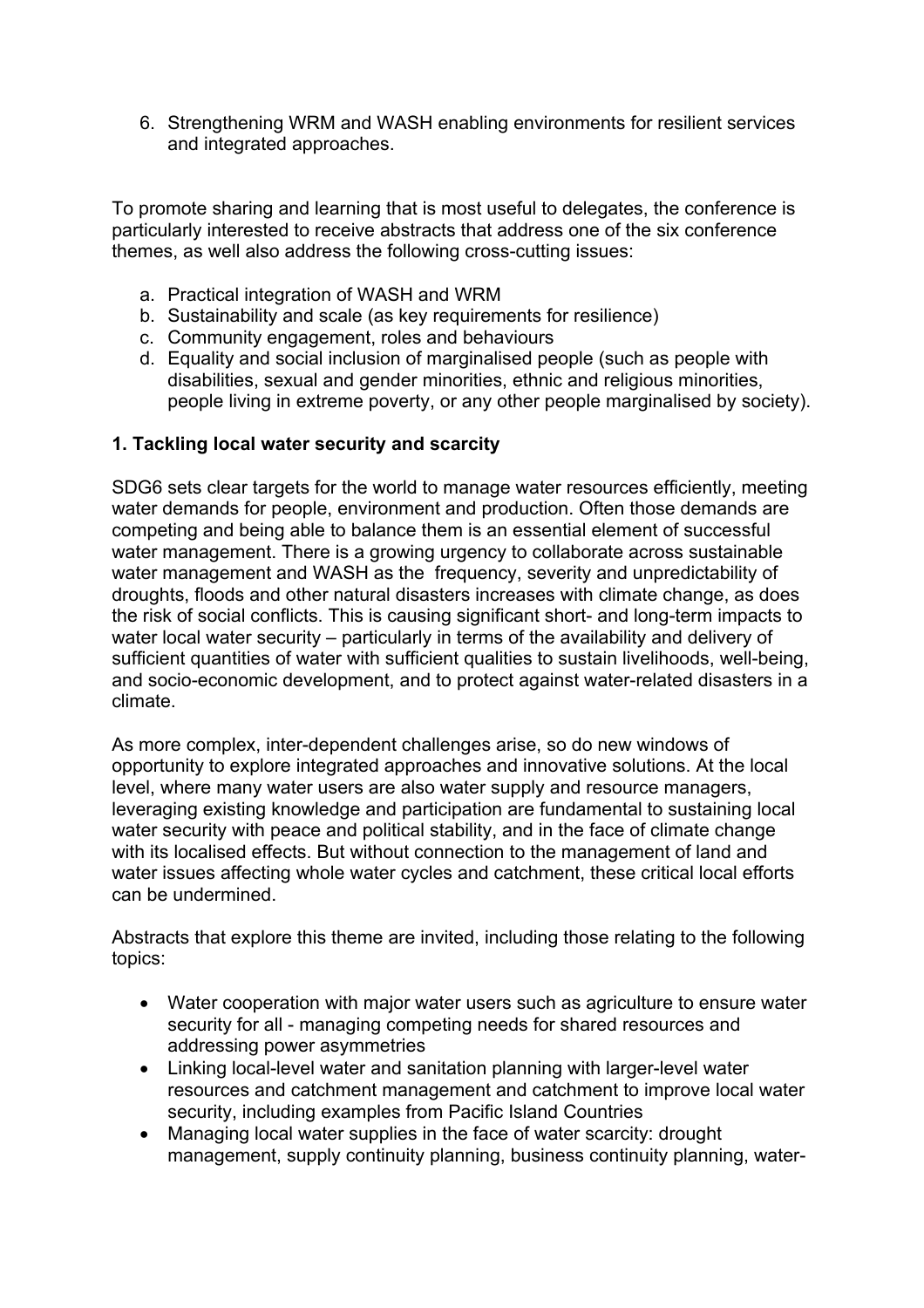6. Strengthening WRM and WASH enabling environments for resilient services and integrated approaches.

To promote sharing and learning that is most useful to delegates, the conference is particularly interested to receive abstracts that address one of the six conference themes, as well also address the following cross-cutting issues:

a. Practical integration of WASH and WRM
b. Sustainability and scale (as key requirements for resilience)
c. Community engagement, roles and behaviours
d. Equality and social inclusion of marginalised people (such as people with disabilities, sexual and gender minorities, ethnic and religious minorities, people living in extreme poverty, or any other people marginalised by society).

### 1. Tackling local water security and scarcity

SDG6 sets clear targets for the world to manage water resources efficiently, meeting water demands for people, environment and production. Often those demands are competing and being able to balance them is an essential element of successful water management. There is a growing urgency to collaborate across sustainable water management and WASH as the frequency, severity and unpredictability of droughts, floods and other natural disasters increases with climate change, as does the risk of social conflicts. This is causing significant short- and long-term impacts to water local water security – particularly in terms of the availability and delivery of sufficient quantities of water with sufficient qualities to sustain livelihoods, well-being, and socio-economic development, and to protect against water-related disasters in a climate.

As more complex, inter-dependent challenges arise, so do new windows of opportunity to explore integrated approaches and innovative solutions. At the local level, where many water users are also water supply and resource managers, leveraging existing knowledge and participation are fundamental to sustaining local water security with peace and political stability, and in the face of climate change with its localised effects. But without connection to the management of land and water issues affecting whole water cycles and catchment, these critical local efforts can be undermined.

Abstracts that explore this theme are invited, including those relating to the following topics:

- Water cooperation with major water users such as agriculture to ensure water security for all - managing competing needs for shared resources and addressing power asymmetries
- Linking local-level water and sanitation planning with larger-level water resources and catchment management and catchment to improve local water security, including examples from Pacific Island Countries
- Managing local water supplies in the face of water scarcity: drought management, supply continuity planning, business continuity planning, water-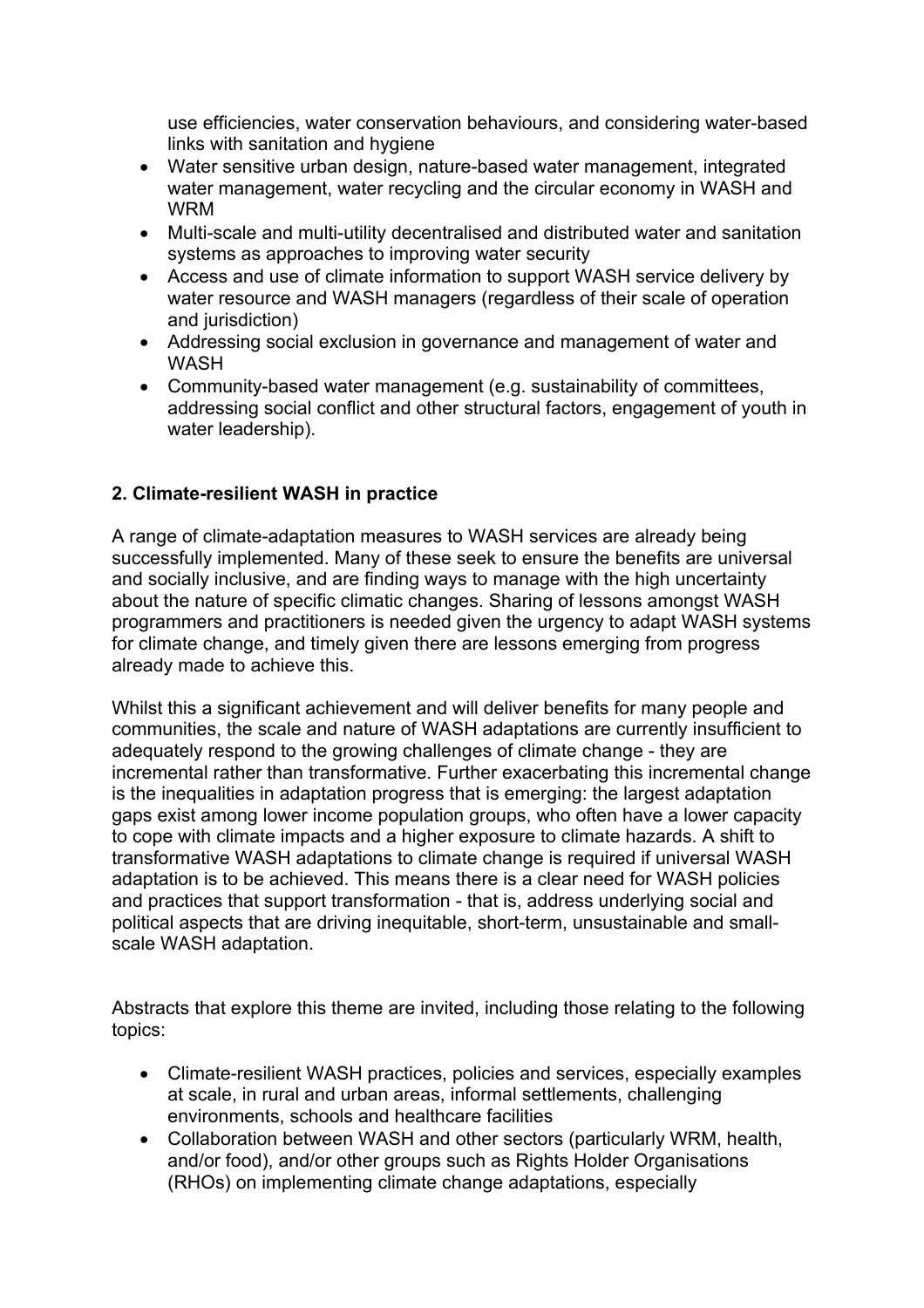use efficiencies, water conservation behaviours, and considering water-based links with sanitation and hygiene

- Water sensitive urban design, nature-based water management, integrated water management, water recycling and the circular economy in WASH and WRM
- Multi-scale and multi-utility decentralised and distributed water and sanitation systems as approaches to improving water security
- Access and use of climate information to support WASH service delivery by water resource and WASH managers (regardless of their scale of operation and jurisdiction)
- Addressing social exclusion in governance and management of water and WASH
- Community-based water management (e.g. sustainability of committees, addressing social conflict and other structural factors, engagement of youth in water leadership).

## 2. Climate-resilient WASH in practice

A range of climate-adaptation measures to WASH services are already being successfully implemented. Many of these seek to ensure the benefits are universal and socially inclusive, and are finding ways to manage with the high uncertainty about the nature of specific climatic changes. Sharing of lessons amongst WASH programmers and practitioners is needed given the urgency to adapt WASH systems for climate change, and timely given there are lessons emerging from progress already made to achieve this.

Whilst this a significant achievement and will deliver benefits for many people and communities, the scale and nature of WASH adaptations are currently insufficient to adequately respond to the growing challenges of climate change - they are incremental rather than transformative. Further exacerbating this incremental change is the inequalities in adaptation progress that is emerging: the largest adaptation gaps exist among lower income population groups, who often have a lower capacity to cope with climate impacts and a higher exposure to climate hazards. A shift to transformative WASH adaptations to climate change is required if universal WASH adaptation is to be achieved. This means there is a clear need for WASH policies and practices that support transformation - that is, address underlying social and political aspects that are driving inequitable, short-term, unsustainable and small-scale WASH adaptation.

Abstracts that explore this theme are invited, including those relating to the following topics:

- Climate-resilient WASH practices, policies and services, especially examples at scale, in rural and urban areas, informal settlements, challenging environments, schools and healthcare facilities
- Collaboration between WASH and other sectors (particularly WRM, health, and/or food), and/or other groups such as Rights Holder Organisations (RHOs) on implementing climate change adaptations, especially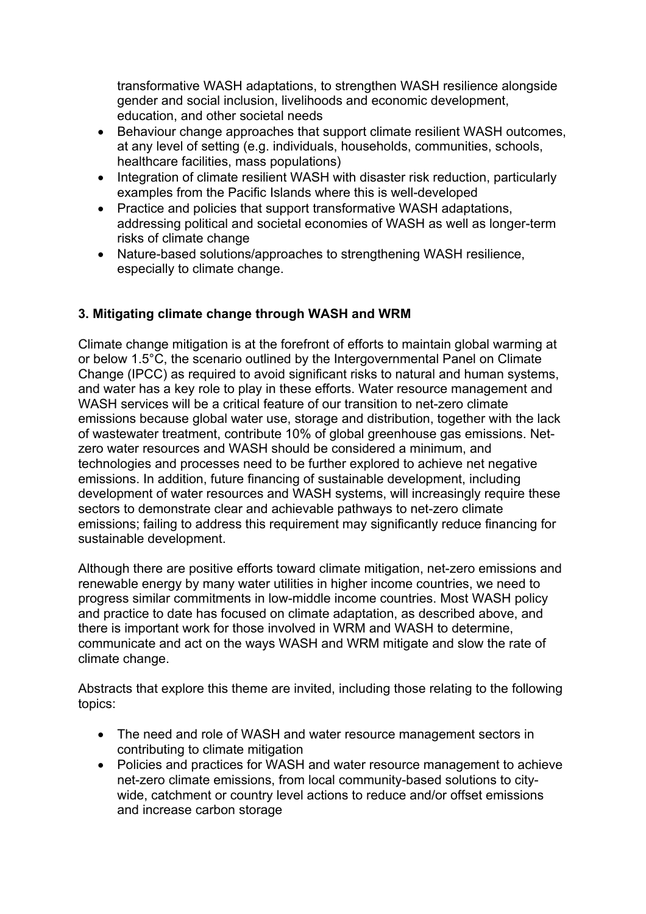transformative WASH adaptations, to strengthen WASH resilience alongside gender and social inclusion, livelihoods and economic development, education, and other societal needs

- Behaviour change approaches that support climate resilient WASH outcomes, at any level of setting (e.g. individuals, households, communities, schools, healthcare facilities, mass populations)
- Integration of climate resilient WASH with disaster risk reduction, particularly examples from the Pacific Islands where this is well-developed
- Practice and policies that support transformative WASH adaptations, addressing political and societal economies of WASH as well as longer-term risks of climate change
- Nature-based solutions/approaches to strengthening WASH resilience, especially to climate change.

### 3. Mitigating climate change through WASH and WRM

Climate change mitigation is at the forefront of efforts to maintain global warming at or below 1.5°C, the scenario outlined by the Intergovernmental Panel on Climate Change (IPCC) as required to avoid significant risks to natural and human systems, and water has a key role to play in these efforts. Water resource management and WASH services will be a critical feature of our transition to net-zero climate emissions because global water use, storage and distribution, together with the lack of wastewater treatment, contribute 10% of global greenhouse gas emissions. Net-zero water resources and WASH should be considered a minimum, and technologies and processes need to be further explored to achieve net negative emissions. In addition, future financing of sustainable development, including development of water resources and WASH systems, will increasingly require these sectors to demonstrate clear and achievable pathways to net-zero climate emissions; failing to address this requirement may significantly reduce financing for sustainable development.

Although there are positive efforts toward climate mitigation, net-zero emissions and renewable energy by many water utilities in higher income countries, we need to progress similar commitments in low-middle income countries. Most WASH policy and practice to date has focused on climate adaptation, as described above, and there is important work for those involved in WRM and WASH to determine, communicate and act on the ways WASH and WRM mitigate and slow the rate of climate change.

Abstracts that explore this theme are invited, including those relating to the following topics:

- The need and role of WASH and water resource management sectors in contributing to climate mitigation
- Policies and practices for WASH and water resource management to achieve net-zero climate emissions, from local community-based solutions to city-wide, catchment or country level actions to reduce and/or offset emissions and increase carbon storage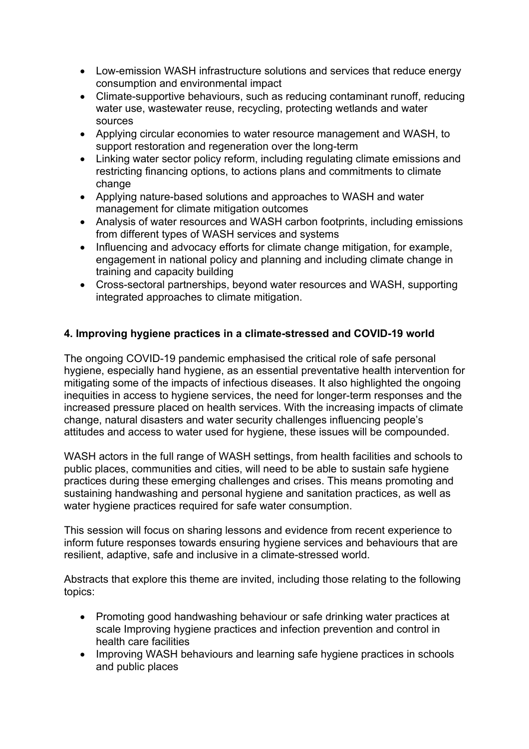- Low-emission WASH infrastructure solutions and services that reduce energy consumption and environmental impact
- Climate-supportive behaviours, such as reducing contaminant runoff, reducing water use, wastewater reuse, recycling, protecting wetlands and water sources
- Applying circular economies to water resource management and WASH, to support restoration and regeneration over the long-term
- Linking water sector policy reform, including regulating climate emissions and restricting financing options, to actions plans and commitments to climate change
- Applying nature-based solutions and approaches to WASH and water management for climate mitigation outcomes
- Analysis of water resources and WASH carbon footprints, including emissions from different types of WASH services and systems
- Influencing and advocacy efforts for climate change mitigation, for example, engagement in national policy and planning and including climate change in training and capacity building
- Cross-sectoral partnerships, beyond water resources and WASH, supporting integrated approaches to climate mitigation.

**4. Improving hygiene practices in a climate-stressed and COVID-19 world**

The ongoing COVID-19 pandemic emphasised the critical role of safe personal hygiene, especially hand hygiene, as an essential preventative health intervention for mitigating some of the impacts of infectious diseases. It also highlighted the ongoing inequities in access to hygiene services, the need for longer-term responses and the increased pressure placed on health services. With the increasing impacts of climate change, natural disasters and water security challenges influencing people's attitudes and access to water used for hygiene, these issues will be compounded.

WASH actors in the full range of WASH settings, from health facilities and schools to public places, communities and cities, will need to be able to sustain safe hygiene practices during these emerging challenges and crises. This means promoting and sustaining handwashing and personal hygiene and sanitation practices, as well as water hygiene practices required for safe water consumption.

This session will focus on sharing lessons and evidence from recent experience to inform future responses towards ensuring hygiene services and behaviours that are resilient, adaptive, safe and inclusive in a climate-stressed world.

Abstracts that explore this theme are invited, including those relating to the following topics:

- Promoting good handwashing behaviour or safe drinking water practices at scale Improving hygiene practices and infection prevention and control in health care facilities
- Improving WASH behaviours and learning safe hygiene practices in schools and public places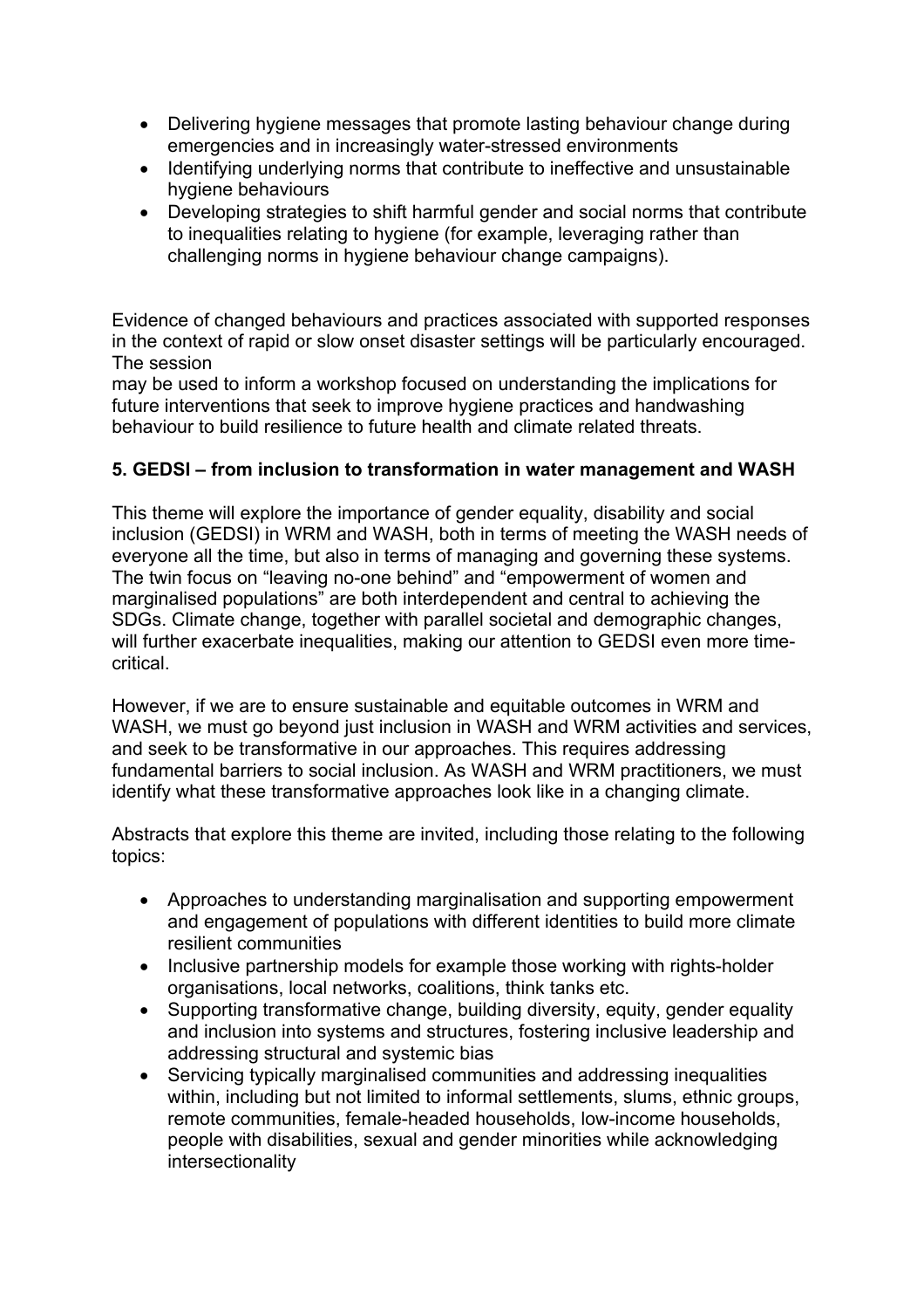- Delivering hygiene messages that promote lasting behaviour change during emergencies and in increasingly water-stressed environments
- Identifying underlying norms that contribute to ineffective and unsustainable hygiene behaviours
- Developing strategies to shift harmful gender and social norms that contribute to inequalities relating to hygiene (for example, leveraging rather than challenging norms in hygiene behaviour change campaigns).

Evidence of changed behaviours and practices associated with supported responses in the context of rapid or slow onset disaster settings will be particularly encouraged. The session
may be used to inform a workshop focused on understanding the implications for future interventions that seek to improve hygiene practices and handwashing behaviour to build resilience to future health and climate related threats.

### 5. GEDSI – from inclusion to transformation in water management and WASH

This theme will explore the importance of gender equality, disability and social inclusion (GEDSI) in WRM and WASH, both in terms of meeting the WASH needs of everyone all the time, but also in terms of managing and governing these systems. The twin focus on "leaving no-one behind" and "empowerment of women and marginalised populations" are both interdependent and central to achieving the SDGs. Climate change, together with parallel societal and demographic changes, will further exacerbate inequalities, making our attention to GEDSI even more time-critical.

However, if we are to ensure sustainable and equitable outcomes in WRM and WASH, we must go beyond just inclusion in WASH and WRM activities and services, and seek to be transformative in our approaches. This requires addressing fundamental barriers to social inclusion. As WASH and WRM practitioners, we must identify what these transformative approaches look like in a changing climate.

Abstracts that explore this theme are invited, including those relating to the following topics:

- Approaches to understanding marginalisation and supporting empowerment and engagement of populations with different identities to build more climate resilient communities
- Inclusive partnership models for example those working with rights-holder organisations, local networks, coalitions, think tanks etc.
- Supporting transformative change, building diversity, equity, gender equality and inclusion into systems and structures, fostering inclusive leadership and addressing structural and systemic bias
- Servicing typically marginalised communities and addressing inequalities within, including but not limited to informal settlements, slums, ethnic groups, remote communities, female-headed households, low-income households, people with disabilities, sexual and gender minorities while acknowledging intersectionality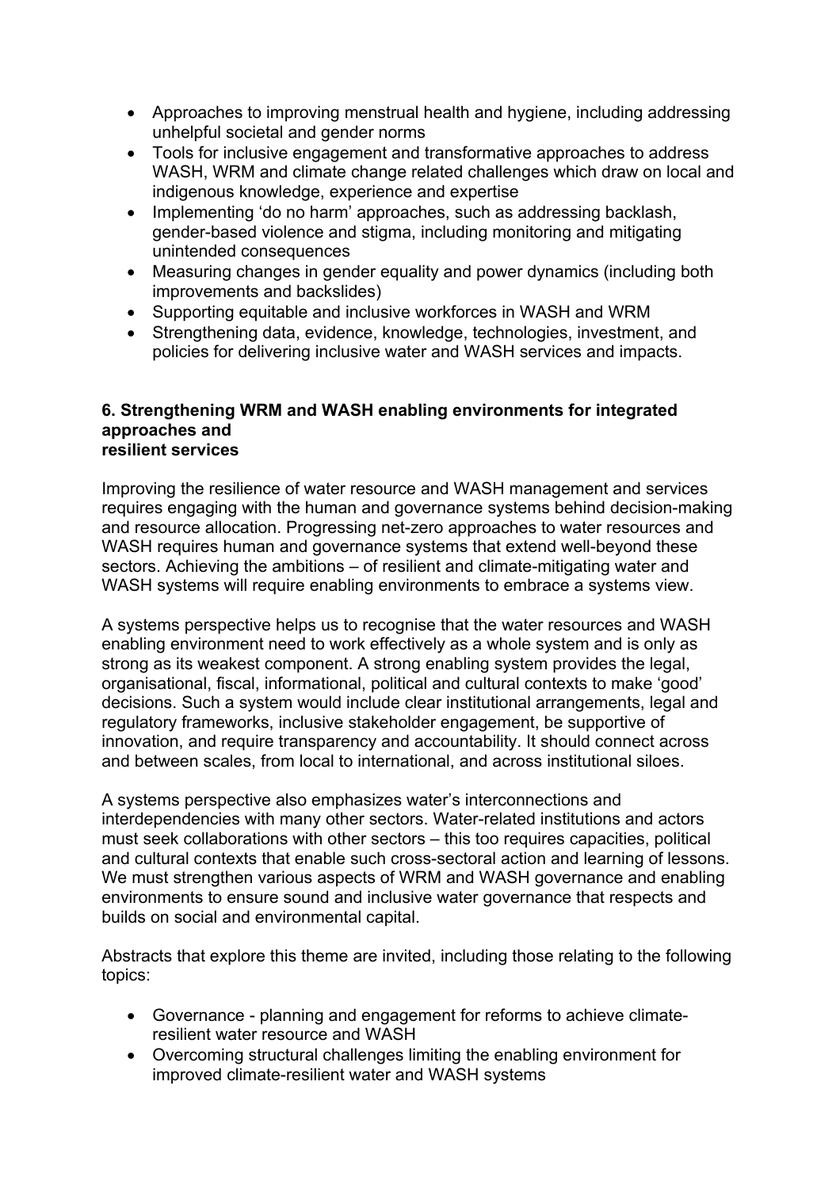- Approaches to improving menstrual health and hygiene, including addressing unhelpful societal and gender norms
- Tools for inclusive engagement and transformative approaches to address WASH, WRM and climate change related challenges which draw on local and indigenous knowledge, experience and expertise
- Implementing 'do no harm' approaches, such as addressing backlash, gender-based violence and stigma, including monitoring and mitigating unintended consequences
- Measuring changes in gender equality and power dynamics (including both improvements and backslides)
- Supporting equitable and inclusive workforces in WASH and WRM
- Strengthening data, evidence, knowledge, technologies, investment, and policies for delivering inclusive water and WASH services and impacts.

### 6. Strengthening WRM and WASH enabling environments for integrated approaches and resilient services

Improving the resilience of water resource and WASH management and services requires engaging with the human and governance systems behind decision-making and resource allocation. Progressing net-zero approaches to water resources and WASH requires human and governance systems that extend well-beyond these sectors. Achieving the ambitions – of resilient and climate-mitigating water and WASH systems will require enabling environments to embrace a systems view.

A systems perspective helps us to recognise that the water resources and WASH enabling environment need to work effectively as a whole system and is only as strong as its weakest component. A strong enabling system provides the legal, organisational, fiscal, informational, political and cultural contexts to make 'good' decisions. Such a system would include clear institutional arrangements, legal and regulatory frameworks, inclusive stakeholder engagement, be supportive of innovation, and require transparency and accountability. It should connect across and between scales, from local to international, and across institutional siloes.

A systems perspective also emphasizes water's interconnections and interdependencies with many other sectors. Water-related institutions and actors must seek collaborations with other sectors – this too requires capacities, political and cultural contexts that enable such cross-sectoral action and learning of lessons. We must strengthen various aspects of WRM and WASH governance and enabling environments to ensure sound and inclusive water governance that respects and builds on social and environmental capital.

Abstracts that explore this theme are invited, including those relating to the following topics:

- Governance - planning and engagement for reforms to achieve climate-resilient water resource and WASH
- Overcoming structural challenges limiting the enabling environment for improved climate-resilient water and WASH systems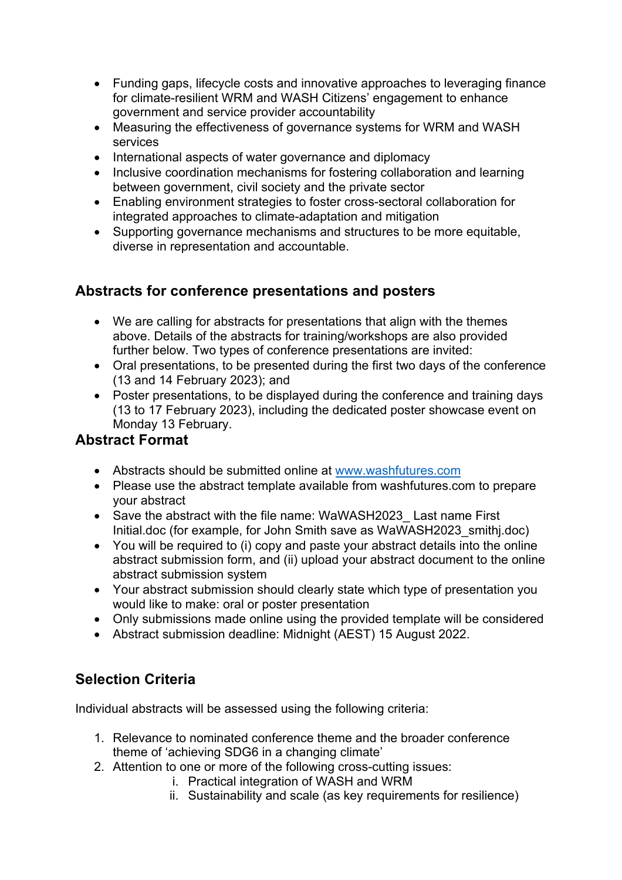- Funding gaps, lifecycle costs and innovative approaches to leveraging finance for climate-resilient WRM and WASH Citizens' engagement to enhance government and service provider accountability
- Measuring the effectiveness of governance systems for WRM and WASH services
- International aspects of water governance and diplomacy
- Inclusive coordination mechanisms for fostering collaboration and learning between government, civil society and the private sector
- Enabling environment strategies to foster cross-sectoral collaboration for integrated approaches to climate-adaptation and mitigation
- Supporting governance mechanisms and structures to be more equitable, diverse in representation and accountable.

## Abstracts for conference presentations and posters

- We are calling for abstracts for presentations that align with the themes above. Details of the abstracts for training/workshops are also provided further below. Two types of conference presentations are invited:
- Oral presentations, to be presented during the first two days of the conference (13 and 14 February 2023); and
- Poster presentations, to be displayed during the conference and training days (13 to 17 February 2023), including the dedicated poster showcase event on Monday 13 February.

## Abstract Format

- Abstracts should be submitted online at [www.washfutures.com](www.washfutures.com)
- Please use the abstract template available from washfutures.com to prepare your abstract
- Save the abstract with the file name: WaWASH2023_ Last name First Initial.doc (for example, for John Smith save as WaWASH2023_smithj.doc)
- You will be required to (i) copy and paste your abstract details into the online abstract submission form, and (ii) upload your abstract document to the online abstract submission system
- Your abstract submission should clearly state which type of presentation you would like to make: oral or poster presentation
- Only submissions made online using the provided template will be considered
- Abstract submission deadline: Midnight (AEST) 15 August 2022.

## Selection Criteria

Individual abstracts will be assessed using the following criteria:

1. Relevance to nominated conference theme and the broader conference theme of 'achieving SDG6 in a changing climate'
2. Attention to one or more of the following cross-cutting issues:
    i. Practical integration of WASH and WRM
    ii. Sustainability and scale (as key requirements for resilience)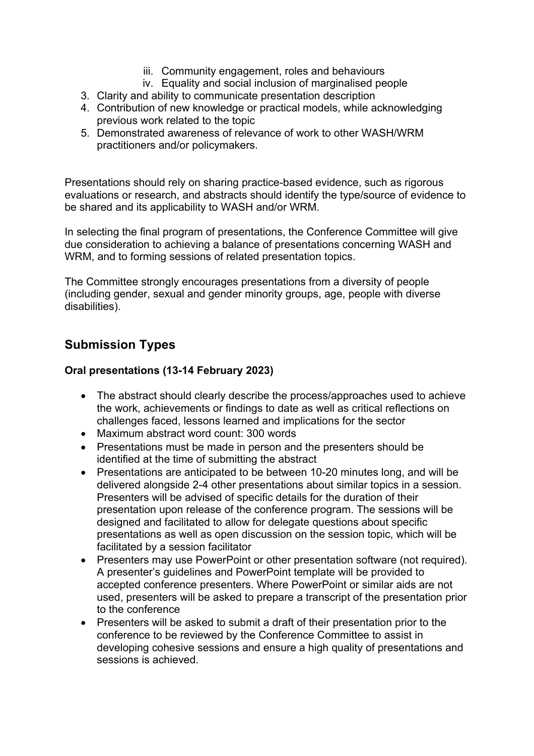iii. Community engagement, roles and behaviours
   iv. Equality and social inclusion of marginalised people
3. Clarity and ability to communicate presentation description
4. Contribution of new knowledge or practical models, while acknowledging previous work related to the topic
5. Demonstrated awareness of relevance of work to other WASH/WRM practitioners and/or policymakers.

Presentations should rely on sharing practice-based evidence, such as rigorous evaluations or research, and abstracts should identify the type/source of evidence to be shared and its applicability to WASH and/or WRM.

In selecting the final program of presentations, the Conference Committee will give due consideration to achieving a balance of presentations concerning WASH and WRM, and to forming sessions of related presentation topics.

The Committee strongly encourages presentations from a diversity of people (including gender, sexual and gender minority groups, age, people with diverse disabilities).

## Submission Types

### Oral presentations (13-14 February 2023)

- The abstract should clearly describe the process/approaches used to achieve the work, achievements or findings to date as well as critical reflections on challenges faced, lessons learned and implications for the sector
- Maximum abstract word count: 300 words
- Presentations must be made in person and the presenters should be identified at the time of submitting the abstract
- Presentations are anticipated to be between 10-20 minutes long, and will be delivered alongside 2-4 other presentations about similar topics in a session. Presenters will be advised of specific details for the duration of their presentation upon release of the conference program. The sessions will be designed and facilitated to allow for delegate questions about specific presentations as well as open discussion on the session topic, which will be facilitated by a session facilitator
- Presenters may use PowerPoint or other presentation software (not required). A presenter's guidelines and PowerPoint template will be provided to accepted conference presenters. Where PowerPoint or similar aids are not used, presenters will be asked to prepare a transcript of the presentation prior to the conference
- Presenters will be asked to submit a draft of their presentation prior to the conference to be reviewed by the Conference Committee to assist in developing cohesive sessions and ensure a high quality of presentations and sessions is achieved.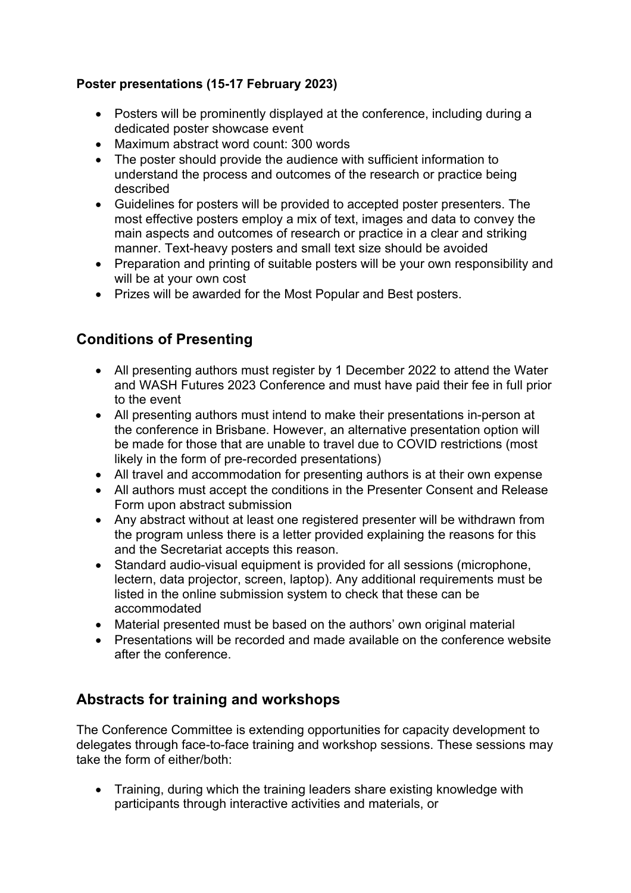**Poster presentations (15-17 February 2023)**

- Posters will be prominently displayed at the conference, including during a dedicated poster showcase event
- Maximum abstract word count: 300 words
- The poster should provide the audience with sufficient information to understand the process and outcomes of the research or practice being described
- Guidelines for posters will be provided to accepted poster presenters. The most effective posters employ a mix of text, images and data to convey the main aspects and outcomes of research or practice in a clear and striking manner. Text-heavy posters and small text size should be avoided
- Preparation and printing of suitable posters will be your own responsibility and will be at your own cost
- Prizes will be awarded for the Most Popular and Best posters.

## Conditions of Presenting

- All presenting authors must register by 1 December 2022 to attend the Water and WASH Futures 2023 Conference and must have paid their fee in full prior to the event
- All presenting authors must intend to make their presentations in-person at the conference in Brisbane. However, an alternative presentation option will be made for those that are unable to travel due to COVID restrictions (most likely in the form of pre-recorded presentations)
- All travel and accommodation for presenting authors is at their own expense
- All authors must accept the conditions in the Presenter Consent and Release Form upon abstract submission
- Any abstract without at least one registered presenter will be withdrawn from the program unless there is a letter provided explaining the reasons for this and the Secretariat accepts this reason.
- Standard audio-visual equipment is provided for all sessions (microphone, lectern, data projector, screen, laptop). Any additional requirements must be listed in the online submission system to check that these can be accommodated
- Material presented must be based on the authors' own original material
- Presentations will be recorded and made available on the conference website after the conference.

## Abstracts for training and workshops

The Conference Committee is extending opportunities for capacity development to delegates through face-to-face training and workshop sessions. These sessions may take the form of either/both:

- Training, during which the training leaders share existing knowledge with participants through interactive activities and materials, or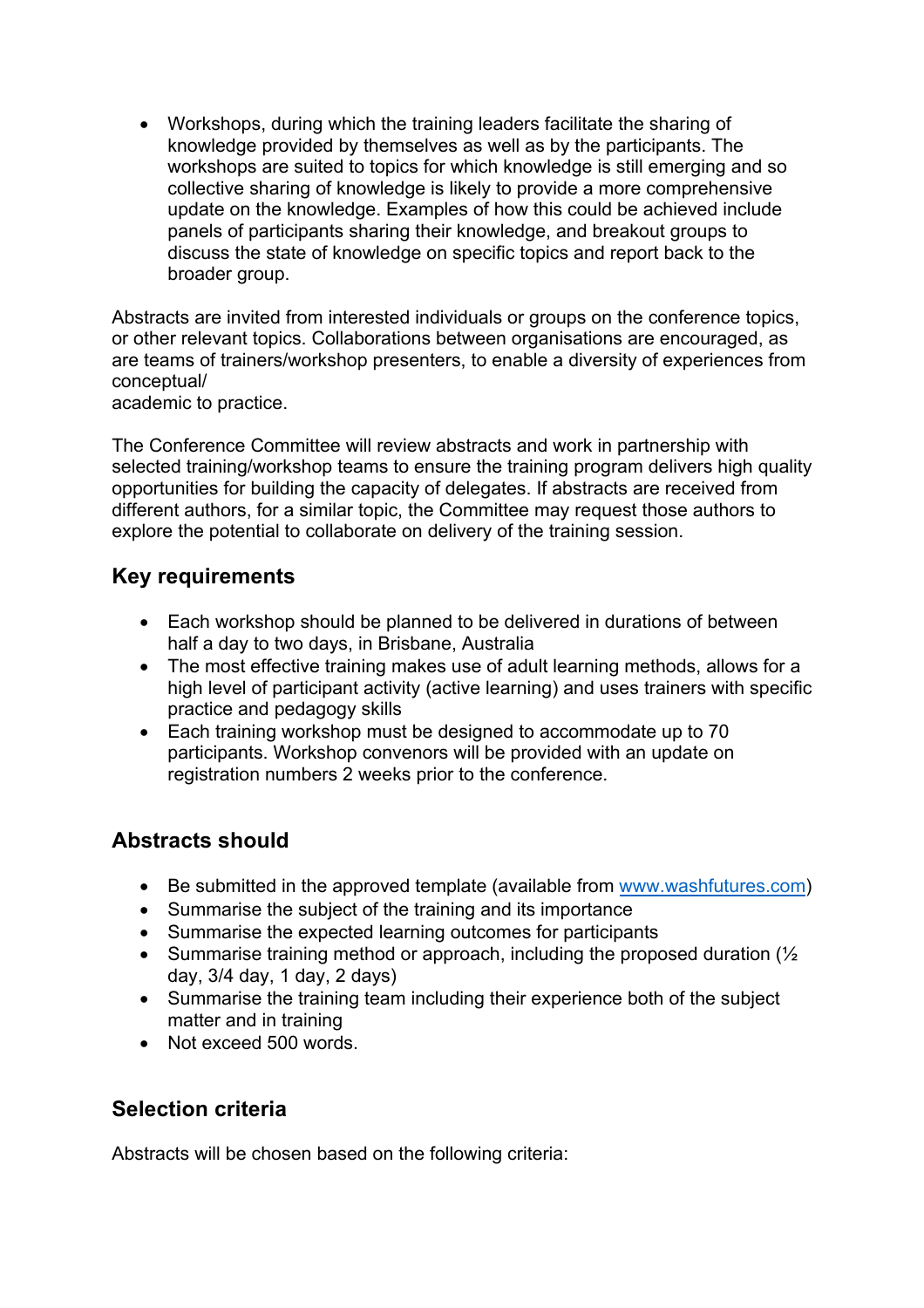- Workshops, during which the training leaders facilitate the sharing of knowledge provided by themselves as well as by the participants. The workshops are suited to topics for which knowledge is still emerging and so collective sharing of knowledge is likely to provide a more comprehensive update on the knowledge. Examples of how this could be achieved include panels of participants sharing their knowledge, and breakout groups to discuss the state of knowledge on specific topics and report back to the broader group.

Abstracts are invited from interested individuals or groups on the conference topics, or other relevant topics. Collaborations between organisations are encouraged, as are teams of trainers/workshop presenters, to enable a diversity of experiences from conceptual/
academic to practice.

The Conference Committee will review abstracts and work in partnership with selected training/workshop teams to ensure the training program delivers high quality opportunities for building the capacity of delegates. If abstracts are received from different authors, for a similar topic, the Committee may request those authors to explore the potential to collaborate on delivery of the training session.

## Key requirements

- Each workshop should be planned to be delivered in durations of between half a day to two days, in Brisbane, Australia
- The most effective training makes use of adult learning methods, allows for a high level of participant activity (active learning) and uses trainers with specific practice and pedagogy skills
- Each training workshop must be designed to accommodate up to 70 participants. Workshop convenors will be provided with an update on registration numbers 2 weeks prior to the conference.

## Abstracts should

- Be submitted in the approved template (available from [www.washfutures.com](www.washfutures.com))
- Summarise the subject of the training and its importance
- Summarise the expected learning outcomes for participants
- Summarise training method or approach, including the proposed duration (½ day, 3/4 day, 1 day, 2 days)
- Summarise the training team including their experience both of the subject matter and in training
- Not exceed 500 words.

## Selection criteria

Abstracts will be chosen based on the following criteria: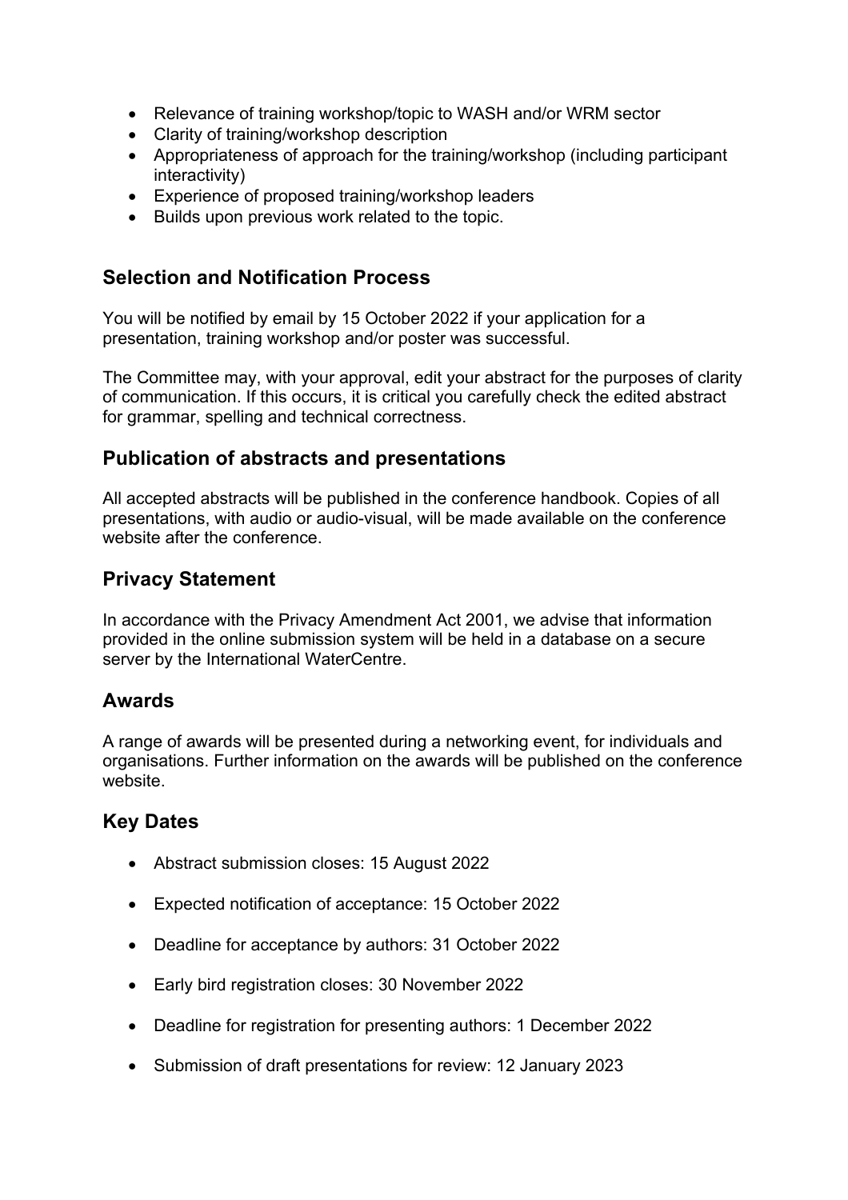- Relevance of training workshop/topic to WASH and/or WRM sector
- Clarity of training/workshop description
- Appropriateness of approach for the training/workshop (including participant interactivity)
- Experience of proposed training/workshop leaders
- Builds upon previous work related to the topic.

## Selection and Notification Process

You will be notified by email by 15 October 2022 if your application for a presentation, training workshop and/or poster was successful.

The Committee may, with your approval, edit your abstract for the purposes of clarity of communication. If this occurs, it is critical you carefully check the edited abstract for grammar, spelling and technical correctness.

## Publication of abstracts and presentations

All accepted abstracts will be published in the conference handbook. Copies of all presentations, with audio or audio-visual, will be made available on the conference website after the conference.

## Privacy Statement

In accordance with the Privacy Amendment Act 2001, we advise that information provided in the online submission system will be held in a database on a secure server by the International WaterCentre.

## Awards

A range of awards will be presented during a networking event, for individuals and organisations. Further information on the awards will be published on the conference website.

## Key Dates

- Abstract submission closes: 15 August 2022
- Expected notification of acceptance: 15 October 2022
- Deadline for acceptance by authors: 31 October 2022
- Early bird registration closes: 30 November 2022
- Deadline for registration for presenting authors: 1 December 2022
- Submission of draft presentations for review: 12 January 2023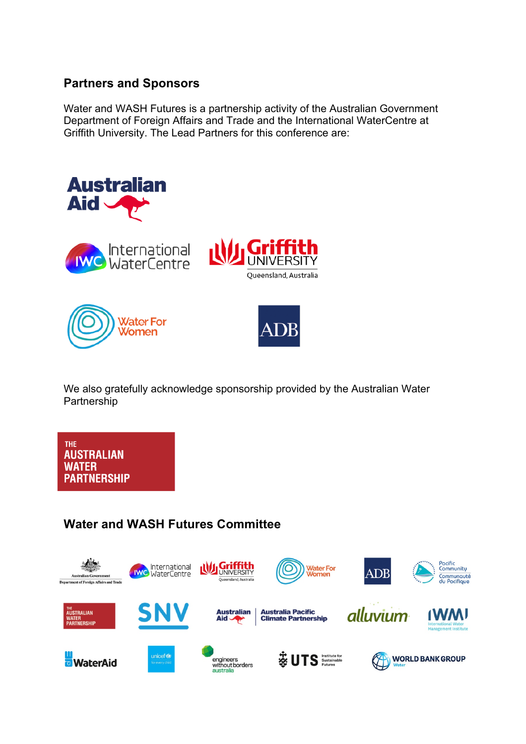## Partners and Sponsors

Water and WASH Futures is a partnership activity of the Australian Government Department of Foreign Affairs and Trade and the International WaterCentre at Griffith University. The Lead Partners for this conference are:

We also gratefully acknowledge sponsorship provided by the Australian Water Partnership

## Water and WASH Futures Committee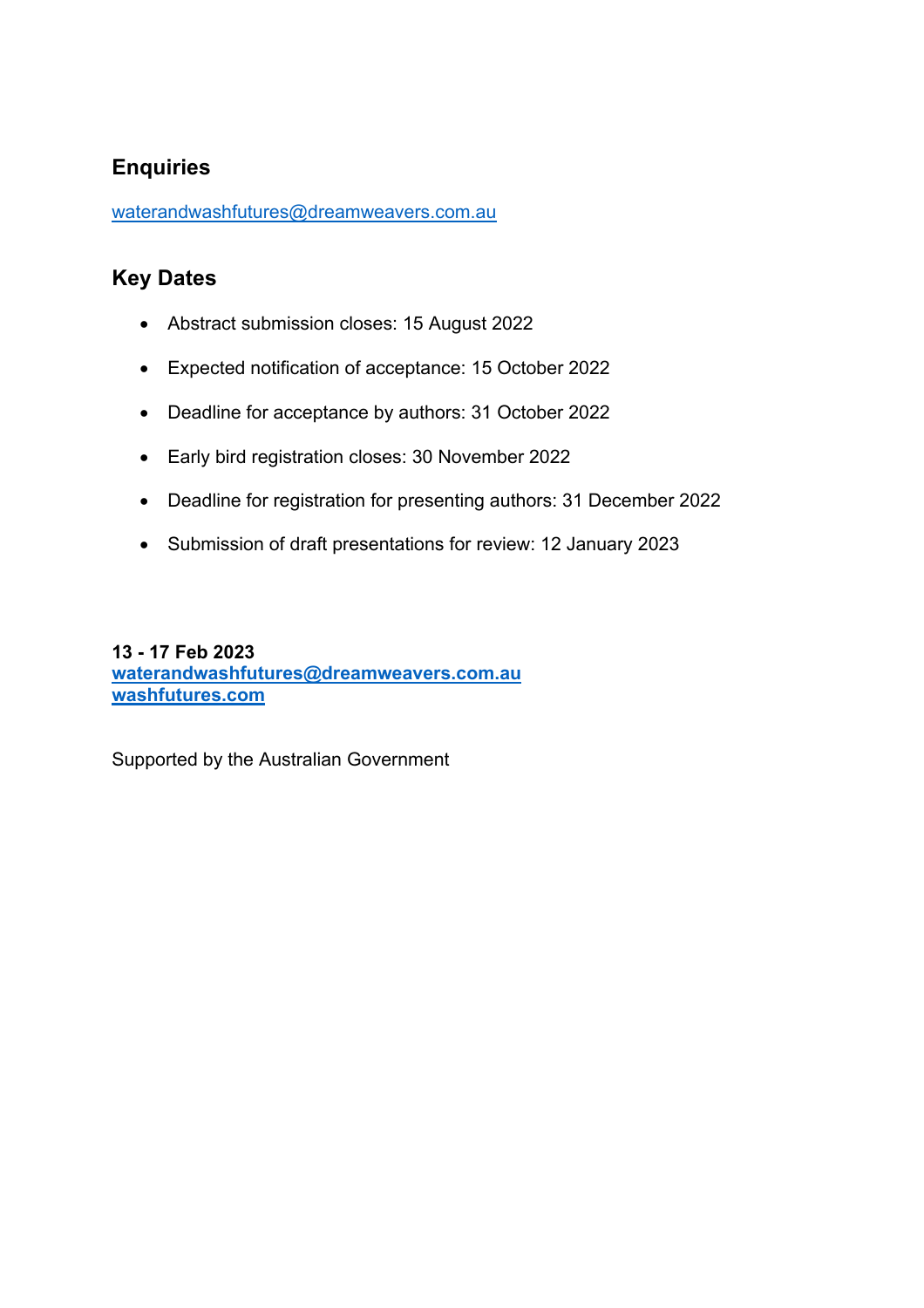## Enquiries

waterandwashfutures@dreamweavers.com.au

## Key Dates

- Abstract submission closes: 15 August 2022
- Expected notification of acceptance: 15 October 2022
- Deadline for acceptance by authors: 31 October 2022
- Early bird registration closes: 30 November 2022
- Deadline for registration for presenting authors: 31 December 2022
- Submission of draft presentations for review: 12 January 2023

**13 - 17 Feb 2023**
**waterandwashfutures@dreamweavers.com.au**
**washfutures.com**

Supported by the Australian Government